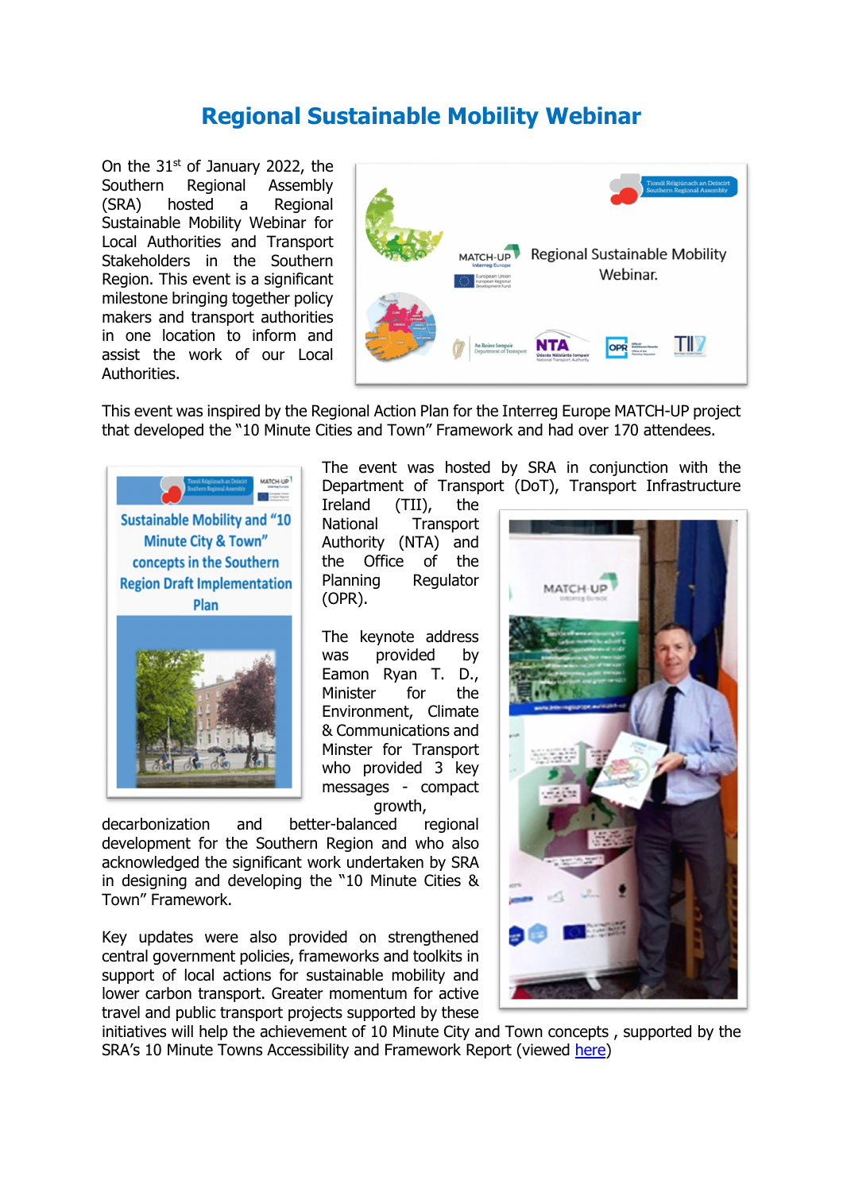# Regional Sustainable Mobility Webinar

On the 31st of January 2022, the Southern Regional Assembly (SRA) hosted a Regional Sustainable Mobility Webinar for Local Authorities and Transport Stakeholders in the Southern Region. This event is a significant milestone bringing together policy makers and transport authorities in one location to inform and assist the work of our Local Authorities.

This event was inspired by the Regional Action Plan for the Interreg Europe MATCH-UP project that developed the "10 Minute Cities and Town" Framework and had over 170 attendees.

The event was hosted by SRA in conjunction with the Department of Transport (DoT), Transport Infrastructure Ireland (TII), the National Transport Authority (NTA) and the Office of the Planning Regulator (OPR).

The keynote address was provided by Eamon Ryan T. D., Minister for the Environment, Climate & Communications and Minster for Transport who provided 3 key messages - compact growth, decarbonization and better-balanced regional development for the Southern Region and who also acknowledged the significant work undertaken by SRA in designing and developing the "10 Minute Cities & Town" Framework.

Key updates were also provided on strengthened central government policies, frameworks and toolkits in support of local actions for sustainable mobility and lower carbon transport. Greater momentum for active travel and public transport projects supported by these initiatives will help the achievement of 10 Minute City and Town concepts , supported by the SRA's 10 Minute Towns Accessibility and Framework Report (viewed here)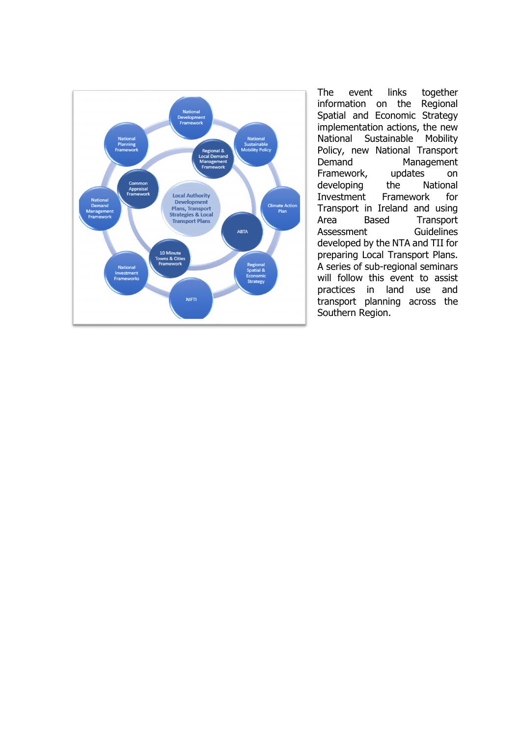National Development Framework

National Planning Framework

National Sustainable Mobility Policy

Regional & Local Demand Management Framework

Common Appraisal Framework

Local Authority Development Plans, Transport Strategies & Local Transport Plans

National Demand Management Framework

Climate Action Plan

ABTA

10 Minute Towns & Cities Framework

National Investment Frameworks

Regional Spatial & Economic Strategy

NIFTI

The event links together information on the Regional Spatial and Economic Strategy implementation actions, the new National Sustainable Mobility Policy, new National Transport Demand Management Framework, updates on developing the National Investment Framework for Transport in Ireland and using Area Based Transport Assessment Guidelines developed by the NTA and TII for preparing Local Transport Plans. A series of sub-regional seminars will follow this event to assist practices in land use and transport planning across the Southern Region.